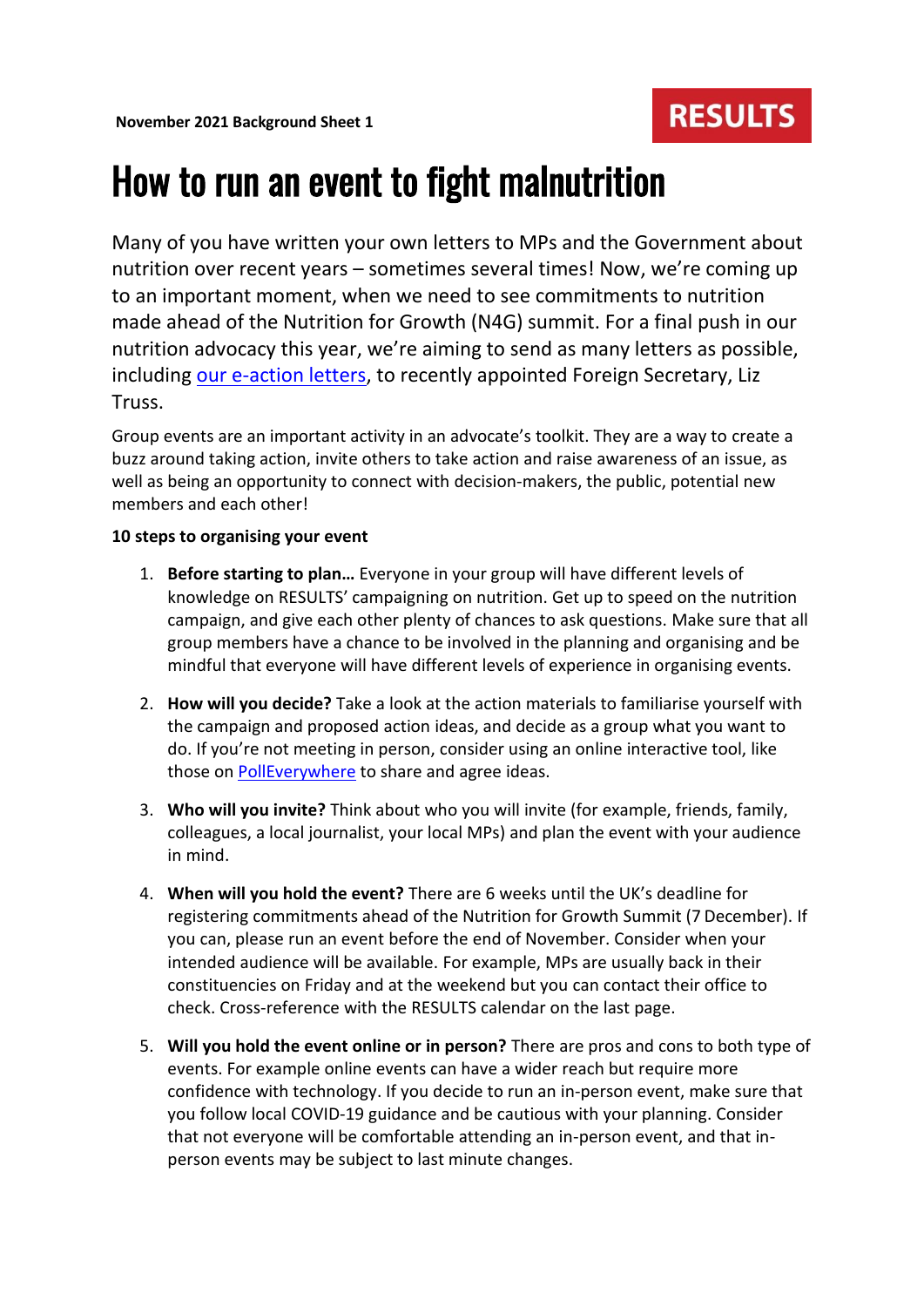**November 2021 Background Sheet 1**

RESULTS

# How to run an event to fight malnutrition

Many of you have written your own letters to MPs and the Government about nutrition over recent years – sometimes several times! Now, we're coming up to an important moment, when we need to see commitments to nutrition made ahead of the Nutrition for Growth (N4G) summit. For a final push in our nutrition advocacy this year, we're aiming to send as many letters as possible, including our e-action letters, to recently appointed Foreign Secretary, Liz Truss.

Group events are an important activity in an advocate's toolkit. They are a way to create a buzz around taking action, invite others to take action and raise awareness of an issue, as well as being an opportunity to connect with decision-makers, the public, potential new members and each other!

**10 steps to organising your event**

1. **Before starting to plan…** Everyone in your group will have different levels of knowledge on RESULTS' campaigning on nutrition. Get up to speed on the nutrition campaign, and give each other plenty of chances to ask questions. Make sure that all group members have a chance to be involved in the planning and organising and be mindful that everyone will have different levels of experience in organising events.

2. **How will you decide?** Take a look at the action materials to familiarise yourself with the campaign and proposed action ideas, and decide as a group what you want to do. If you're not meeting in person, consider using an online interactive tool, like those on PollEverywhere to share and agree ideas.

3. **Who will you invite?** Think about who you will invite (for example, friends, family, colleagues, a local journalist, your local MPs) and plan the event with your audience in mind.

4. **When will you hold the event?** There are 6 weeks until the UK's deadline for registering commitments ahead of the Nutrition for Growth Summit (7 December). If you can, please run an event before the end of November. Consider when your intended audience will be available. For example, MPs are usually back in their constituencies on Friday and at the weekend but you can contact their office to check. Cross-reference with the RESULTS calendar on the last page.

5. **Will you hold the event online or in person?** There are pros and cons to both type of events. For example online events can have a wider reach but require more confidence with technology. If you decide to run an in-person event, make sure that you follow local COVID-19 guidance and be cautious with your planning. Consider that not everyone will be comfortable attending an in-person event, and that in-person events may be subject to last minute changes.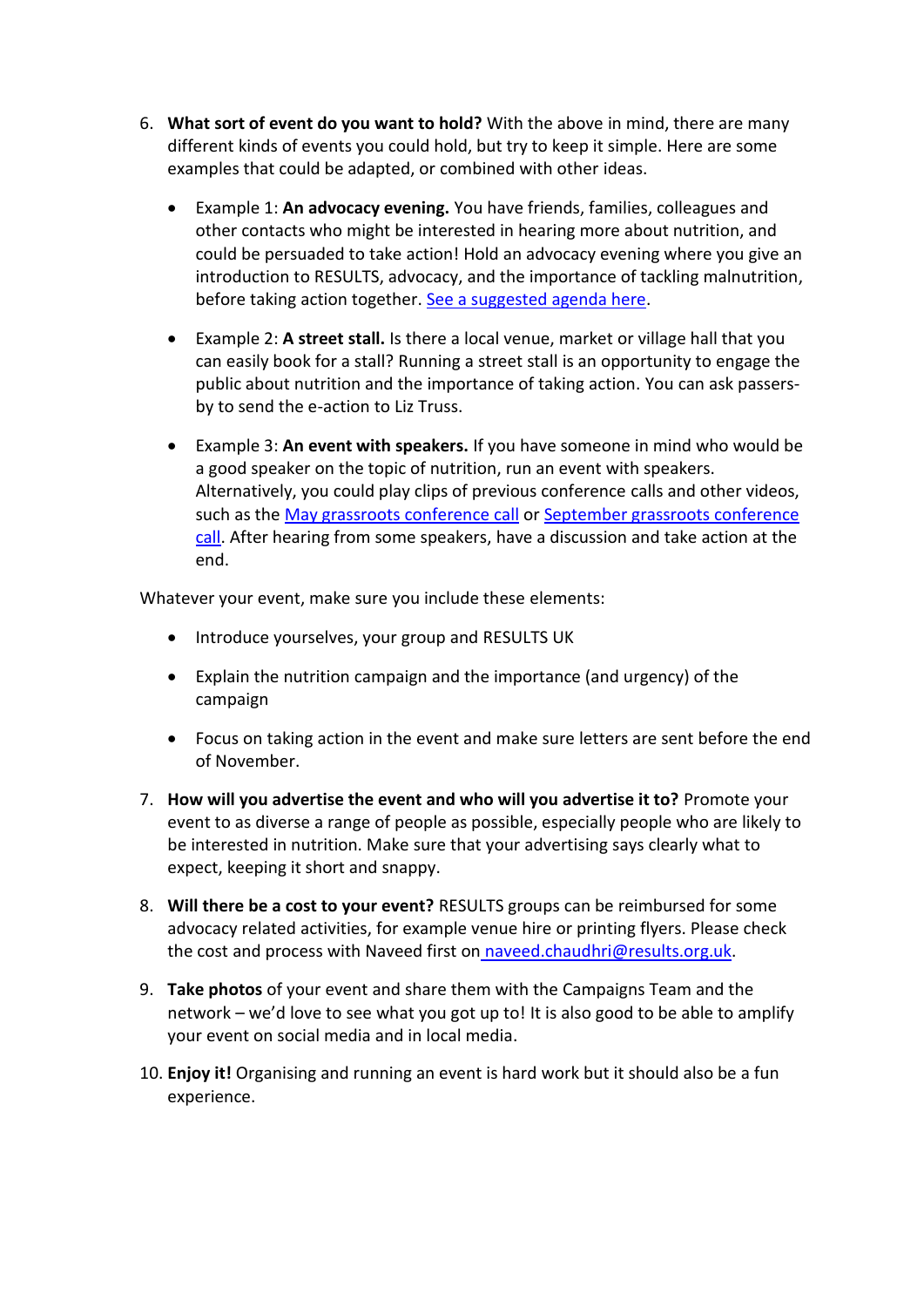6. **What sort of event do you want to hold?** With the above in mind, there are many different kinds of events you could hold, but try to keep it simple. Here are some examples that could be adapted, or combined with other ideas.

   - Example 1: **An advocacy evening.** You have friends, families, colleagues and other contacts who might be interested in hearing more about nutrition, and could be persuaded to take action! Hold an advocacy evening where you give an introduction to RESULTS, advocacy, and the importance of tackling malnutrition, before taking action together. See a suggested agenda here.

   - Example 2: **A street stall.** Is there a local venue, market or village hall that you can easily book for a stall? Running a street stall is an opportunity to engage the public about nutrition and the importance of taking action. You can ask passers-by to send the e-action to Liz Truss.

   - Example 3: **An event with speakers.** If you have someone in mind who would be a good speaker on the topic of nutrition, run an event with speakers. Alternatively, you could play clips of previous conference calls and other videos, such as the May grassroots conference call or September grassroots conference call. After hearing from some speakers, have a discussion and take action at the end.

   Whatever your event, make sure you include these elements:

   - Introduce yourselves, your group and RESULTS UK

   - Explain the nutrition campaign and the importance (and urgency) of the campaign

   - Focus on taking action in the event and make sure letters are sent before the end of November.

7. **How will you advertise the event and who will you advertise it to?** Promote your event to as diverse a range of people as possible, especially people who are likely to be interested in nutrition. Make sure that your advertising says clearly what to expect, keeping it short and snappy.

8. **Will there be a cost to your event?** RESULTS groups can be reimbursed for some advocacy related activities, for example venue hire or printing flyers. Please check the cost and process with Naveed first on naveed.chaudhri@results.org.uk.

9. **Take photos** of your event and share them with the Campaigns Team and the network – we'd love to see what you got up to! It is also good to be able to amplify your event on social media and in local media.

10. **Enjoy it!** Organising and running an event is hard work but it should also be a fun experience.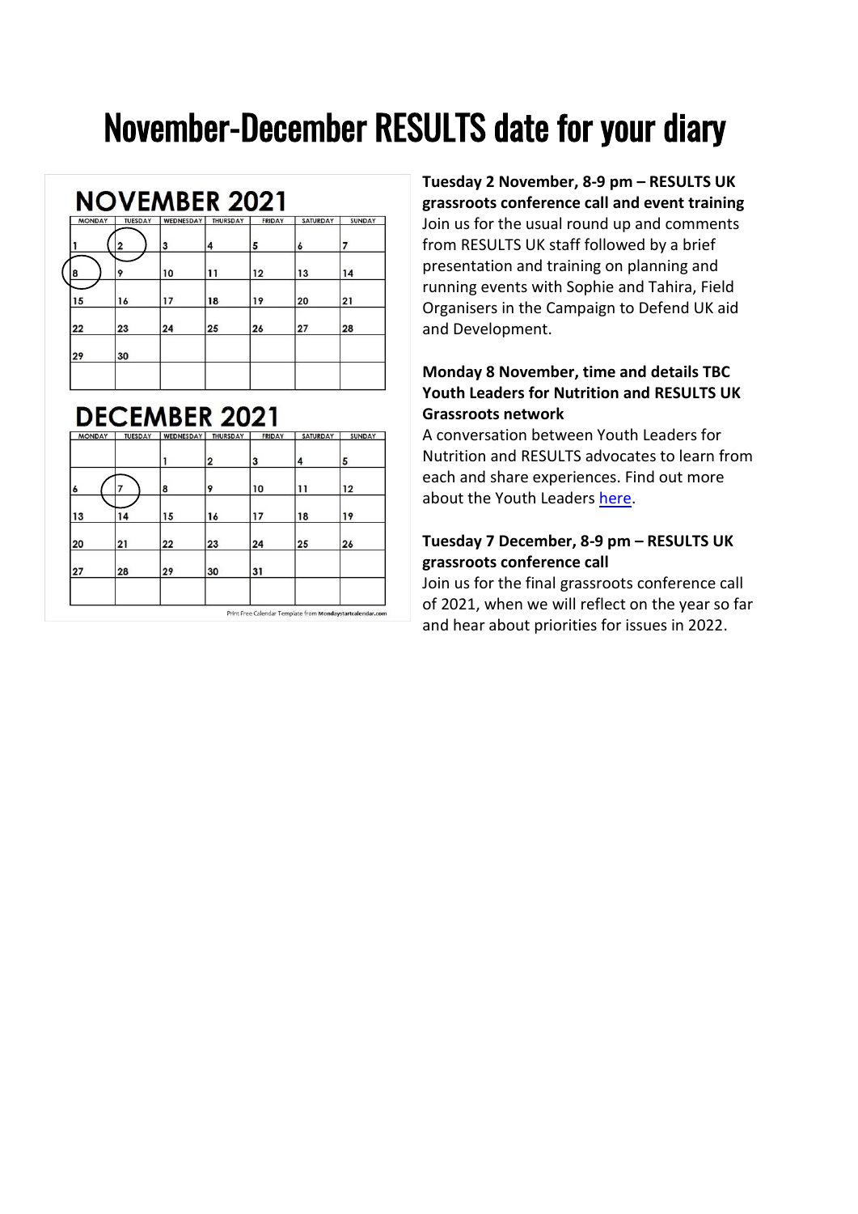# November-December RESULTS date for your diary

## NOVEMBER 2021

| MONDAY | TUESDAY | WEDNESDAY | THURSDAY | FRIDAY | SATURDAY | SUNDAY |
|---|---|---|---|---|---|---|
| 1 | 2 | 3 | 4 | 5 | 6 | 7 |
| 8 | 9 | 10 | 11 | 12 | 13 | 14 |
| 15 | 16 | 17 | 18 | 19 | 20 | 21 |
| 22 | 23 | 24 | 25 | 26 | 27 | 28 |
| 29 | 30 | | | | | |
| | | | | | | |

## DECEMBER 2021

| MONDAY | TUESDAY | WEDNESDAY | THURSDAY | FRIDAY | SATURDAY | SUNDAY |
|---|---|---|---|---|---|---|
| | | 1 | 2 | 3 | 4 | 5 |
| 6 | 7 | 8 | 9 | 10 | 11 | 12 |
| 13 | 14 | 15 | 16 | 17 | 18 | 19 |
| 20 | 21 | 22 | 23 | 24 | 25 | 26 |
| 27 | 28 | 29 | 30 | 31 | | |
| | | | | | | |

Print Free Calendar Template from Mondaystartcalendar.com

**Tuesday 2 November, 8-9 pm – RESULTS UK grassroots conference call and event training**

Join us for the usual round up and comments from RESULTS UK staff followed by a brief presentation and training on planning and running events with Sophie and Tahira, Field Organisers in the Campaign to Defend UK aid and Development.

**Monday 8 November, time and details TBC Youth Leaders for Nutrition and RESULTS UK Grassroots network**

A conversation between Youth Leaders for Nutrition and RESULTS advocates to learn from each and share experiences. Find out more about the Youth Leaders here.

**Tuesday 7 December, 8-9 pm – RESULTS UK grassroots conference call**

Join us for the final grassroots conference call of 2021, when we will reflect on the year so far and hear about priorities for issues in 2022.